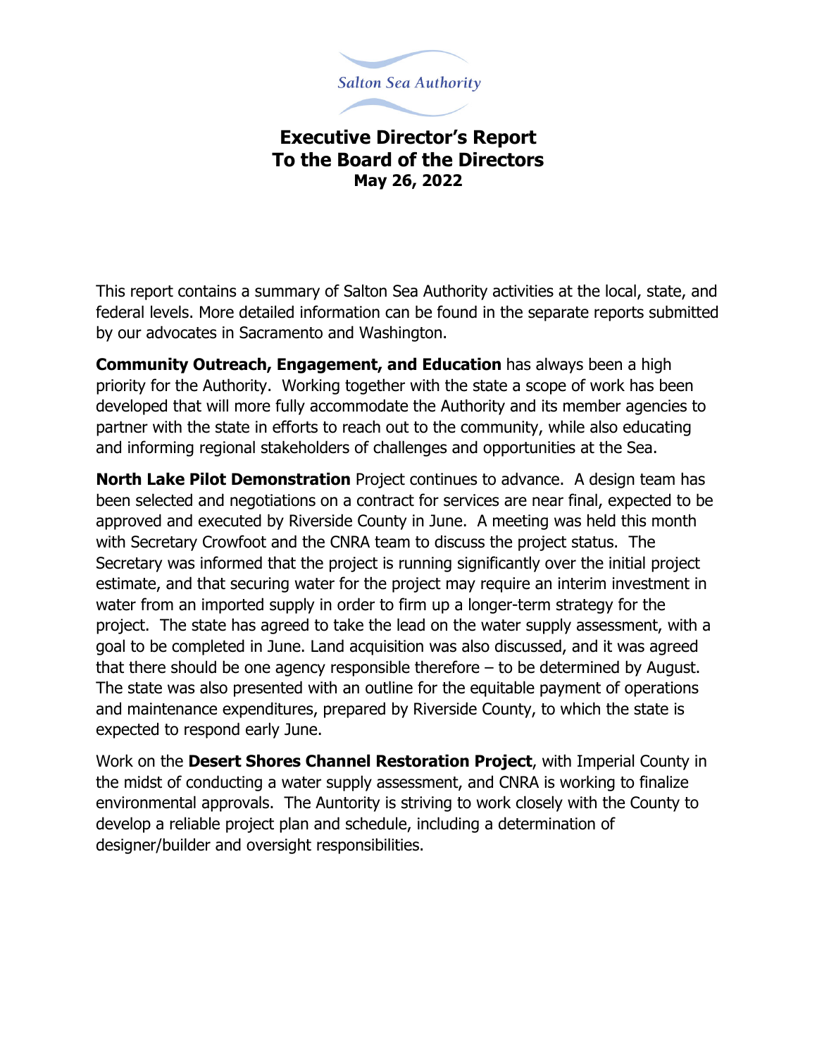Salton Sea Authority

# Executive Director's Report
# To the Board of the Directors
**May 26, 2022**

This report contains a summary of Salton Sea Authority activities at the local, state, and federal levels. More detailed information can be found in the separate reports submitted by our advocates in Sacramento and Washington.

**Community Outreach, Engagement, and Education** has always been a high priority for the Authority. Working together with the state a scope of work has been developed that will more fully accommodate the Authority and its member agencies to partner with the state in efforts to reach out to the community, while also educating and informing regional stakeholders of challenges and opportunities at the Sea.

**North Lake Pilot Demonstration** Project continues to advance. A design team has been selected and negotiations on a contract for services are near final, expected to be approved and executed by Riverside County in June. A meeting was held this month with Secretary Crowfoot and the CNRA team to discuss the project status. The Secretary was informed that the project is running significantly over the initial project estimate, and that securing water for the project may require an interim investment in water from an imported supply in order to firm up a longer-term strategy for the project. The state has agreed to take the lead on the water supply assessment, with a goal to be completed in June. Land acquisition was also discussed, and it was agreed that there should be one agency responsible therefore – to be determined by August. The state was also presented with an outline for the equitable payment of operations and maintenance expenditures, prepared by Riverside County, to which the state is expected to respond early June.

Work on the **Desert Shores Channel Restoration Project**, with Imperial County in the midst of conducting a water supply assessment, and CNRA is working to finalize environmental approvals. The Auntority is striving to work closely with the County to develop a reliable project plan and schedule, including a determination of designer/builder and oversight responsibilities.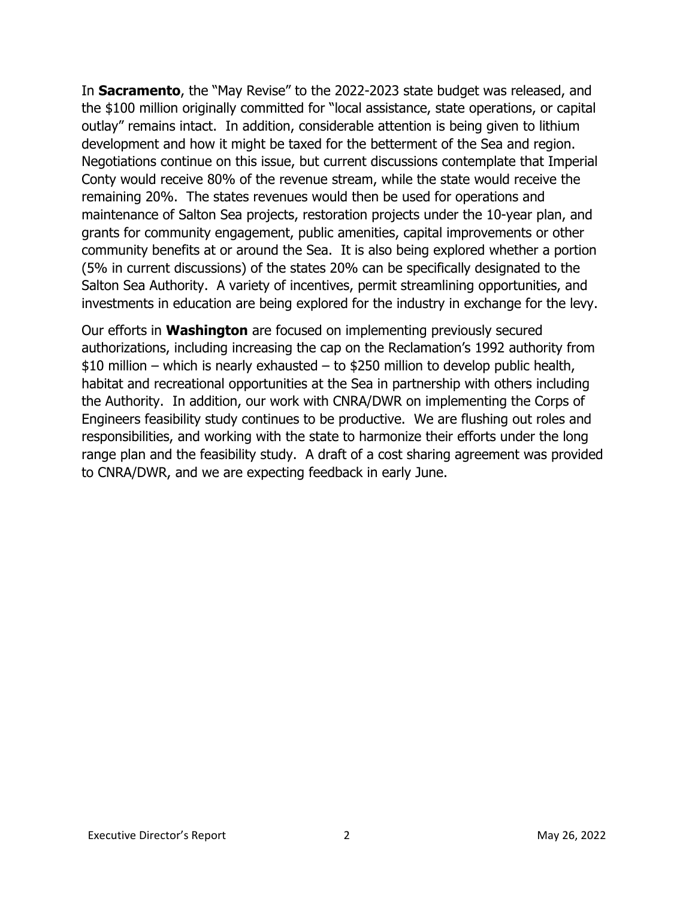In **Sacramento**, the "May Revise" to the 2022-2023 state budget was released, and the $100 million originally committed for "local assistance, state operations, or capital outlay" remains intact. In addition, considerable attention is being given to lithium development and how it might be taxed for the betterment of the Sea and region. Negotiations continue on this issue, but current discussions contemplate that Imperial Conty would receive 80% of the revenue stream, while the state would receive the remaining 20%. The states revenues would then be used for operations and maintenance of Salton Sea projects, restoration projects under the 10-year plan, and grants for community engagement, public amenities, capital improvements or other community benefits at or around the Sea. It is also being explored whether a portion (5% in current discussions) of the states 20% can be specifically designated to the Salton Sea Authority. A variety of incentives, permit streamlining opportunities, and investments in education are being explored for the industry in exchange for the levy.

Our efforts in **Washington** are focused on implementing previously secured authorizations, including increasing the cap on the Reclamation's 1992 authority from $10 million – which is nearly exhausted – to $250 million to develop public health, habitat and recreational opportunities at the Sea in partnership with others including the Authority. In addition, our work with CNRA/DWR on implementing the Corps of Engineers feasibility study continues to be productive. We are flushing out roles and responsibilities, and working with the state to harmonize their efforts under the long range plan and the feasibility study. A draft of a cost sharing agreement was provided to CNRA/DWR, and we are expecting feedback in early June.